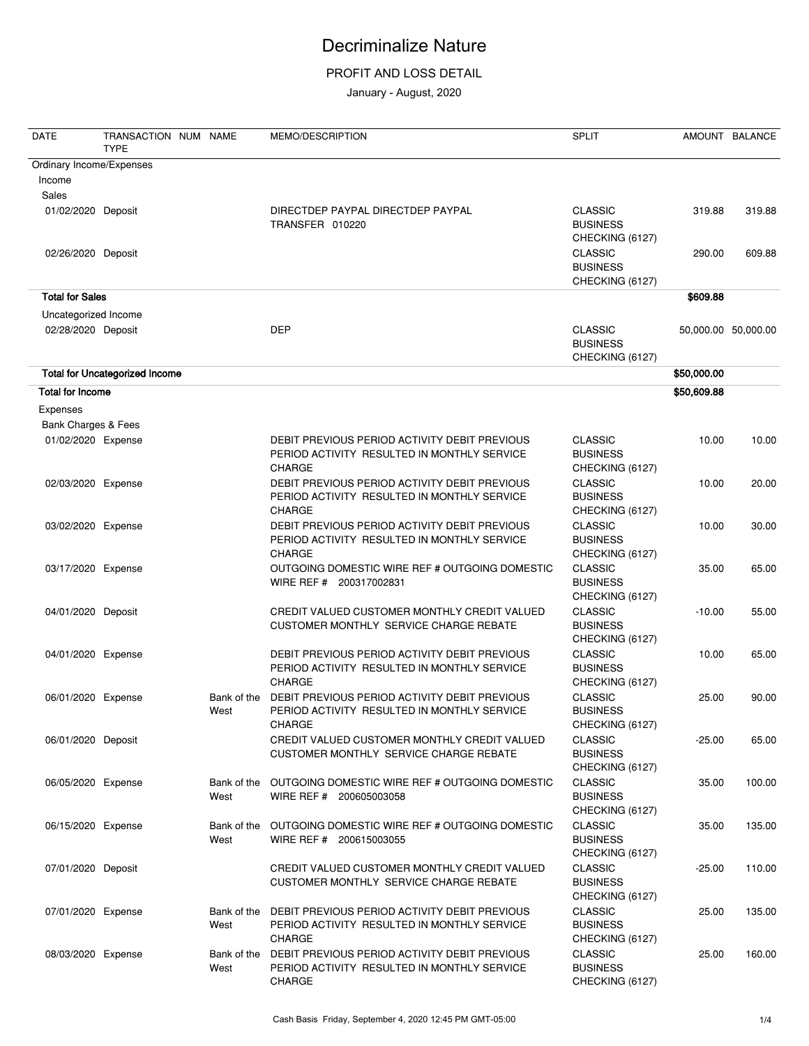# Decriminalize Nature

PROFIT AND LOSS DETAIL

January - August, 2020

| DATE | TRANSACTION TYPE | NUM | NAME | MEMO/DESCRIPTION | SPLIT | AMOUNT | BALANCE |
|---|---|---|---|---|---|---|---|
| Ordinary Income/Expenses | | | | | | | |
| Income | | | | | | | |
| Sales | | | | | | | |
| 01/02/2020 | Deposit | | | DIRECTDEP PAYPAL DIRECTDEP PAYPAL TRANSFER 010220 | CLASSIC BUSINESS CHECKING (6127) | 319.88 | 319.88 |
| 02/26/2020 | Deposit | | | | CLASSIC BUSINESS CHECKING (6127) | 290.00 | 609.88 |
| **Total for Sales** | | | | | | **$609.88** | |
| Uncategorized Income | | | | | | | |
| 02/28/2020 | Deposit | | | DEP | CLASSIC BUSINESS CHECKING (6127) | 50,000.00 | 50,000.00 |
| **Total for Uncategorized Income** | | | | | | **$50,000.00** | |
| **Total for Income** | | | | | | **$50,609.88** | |
| Expenses | | | | | | | |
| Bank Charges & Fees | | | | | | | |
| 01/02/2020 | Expense | | | DEBIT PREVIOUS PERIOD ACTIVITY DEBIT PREVIOUS PERIOD ACTIVITY RESULTED IN MONTHLY SERVICE CHARGE | CLASSIC BUSINESS CHECKING (6127) | 10.00 | 10.00 |
| 02/03/2020 | Expense | | | DEBIT PREVIOUS PERIOD ACTIVITY DEBIT PREVIOUS PERIOD ACTIVITY RESULTED IN MONTHLY SERVICE CHARGE | CLASSIC BUSINESS CHECKING (6127) | 10.00 | 20.00 |
| 03/02/2020 | Expense | | | DEBIT PREVIOUS PERIOD ACTIVITY DEBIT PREVIOUS PERIOD ACTIVITY RESULTED IN MONTHLY SERVICE CHARGE | CLASSIC BUSINESS CHECKING (6127) | 10.00 | 30.00 |
| 03/17/2020 | Expense | | | OUTGOING DOMESTIC WIRE REF # OUTGOING DOMESTIC WIRE REF # 200317002831 | CLASSIC BUSINESS CHECKING (6127) | 35.00 | 65.00 |
| 04/01/2020 | Deposit | | | CREDIT VALUED CUSTOMER MONTHLY CREDIT VALUED CUSTOMER MONTHLY SERVICE CHARGE REBATE | CLASSIC BUSINESS CHECKING (6127) | -10.00 | 55.00 |
| 04/01/2020 | Expense | | | DEBIT PREVIOUS PERIOD ACTIVITY DEBIT PREVIOUS PERIOD ACTIVITY RESULTED IN MONTHLY SERVICE CHARGE | CLASSIC BUSINESS CHECKING (6127) | 10.00 | 65.00 |
| 06/01/2020 | Expense | | Bank of the West | DEBIT PREVIOUS PERIOD ACTIVITY DEBIT PREVIOUS PERIOD ACTIVITY RESULTED IN MONTHLY SERVICE CHARGE | CLASSIC BUSINESS CHECKING (6127) | 25.00 | 90.00 |
| 06/01/2020 | Deposit | | | CREDIT VALUED CUSTOMER MONTHLY CREDIT VALUED CUSTOMER MONTHLY SERVICE CHARGE REBATE | CLASSIC BUSINESS CHECKING (6127) | -25.00 | 65.00 |
| 06/05/2020 | Expense | | Bank of the West | OUTGOING DOMESTIC WIRE REF # OUTGOING DOMESTIC WIRE REF # 200605003058 | CLASSIC BUSINESS CHECKING (6127) | 35.00 | 100.00 |
| 06/15/2020 | Expense | | Bank of the West | OUTGOING DOMESTIC WIRE REF # OUTGOING DOMESTIC WIRE REF # 200615003055 | CLASSIC BUSINESS CHECKING (6127) | 35.00 | 135.00 |
| 07/01/2020 | Deposit | | | CREDIT VALUED CUSTOMER MONTHLY CREDIT VALUED CUSTOMER MONTHLY SERVICE CHARGE REBATE | CLASSIC BUSINESS CHECKING (6127) | -25.00 | 110.00 |
| 07/01/2020 | Expense | | Bank of the West | DEBIT PREVIOUS PERIOD ACTIVITY DEBIT PREVIOUS PERIOD ACTIVITY RESULTED IN MONTHLY SERVICE CHARGE | CLASSIC BUSINESS CHECKING (6127) | 25.00 | 135.00 |
| 08/03/2020 | Expense | | Bank of the West | DEBIT PREVIOUS PERIOD ACTIVITY DEBIT PREVIOUS PERIOD ACTIVITY RESULTED IN MONTHLY SERVICE CHARGE | CLASSIC BUSINESS CHECKING (6127) | 25.00 | 160.00 |

Cash Basis Friday, September 4, 2020 12:45 PM GMT-05:00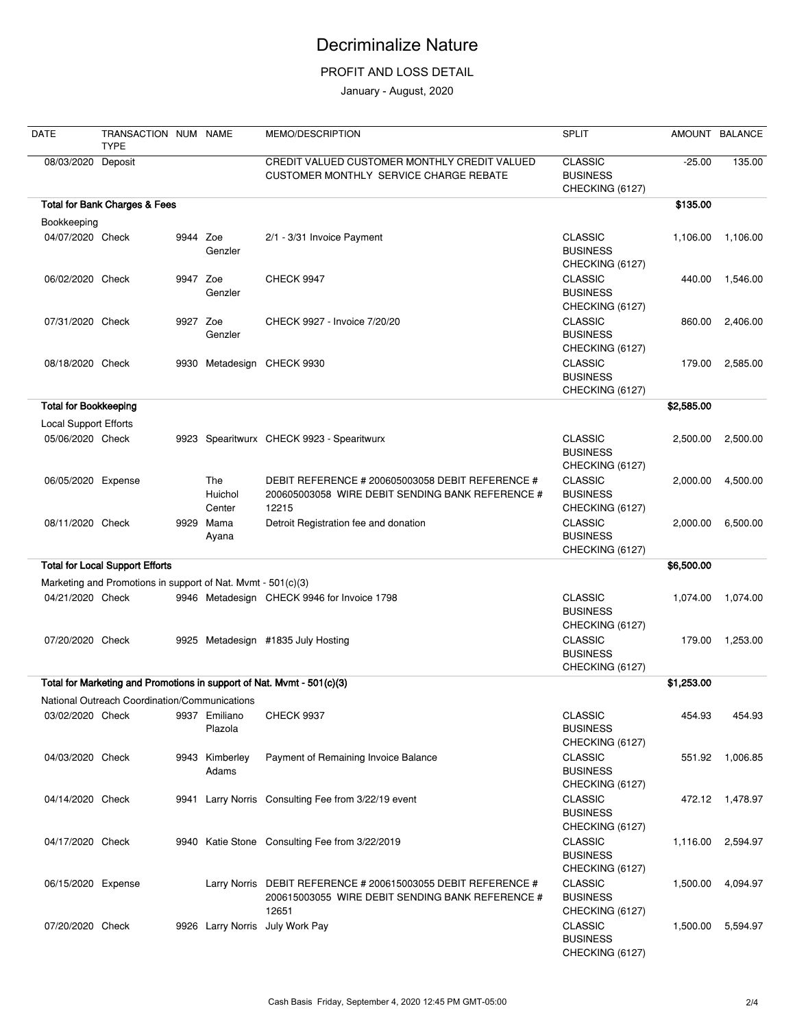# Decriminalize Nature

PROFIT AND LOSS DETAIL

January - August, 2020

| DATE | TRANSACTION TYPE | NUM | NAME | MEMO/DESCRIPTION | SPLIT | AMOUNT | BALANCE |
|---|---|---|---|---|---|---|---|
| 08/03/2020 | Deposit | | | CREDIT VALUED CUSTOMER MONTHLY CREDIT VALUED CUSTOMER MONTHLY SERVICE CHARGE REBATE | CLASSIC BUSINESS CHECKING (6127) | -25.00 | 135.00 |
| **Total for Bank Charges & Fees** | | | | | | **$135.00** | |
| Bookkeeping | | | | | | | |
| 04/07/2020 | Check | 9944 | Zoe Genzler | 2/1 - 3/31 Invoice Payment | CLASSIC BUSINESS CHECKING (6127) | 1,106.00 | 1,106.00 |
| 06/02/2020 | Check | 9947 | Zoe Genzler | CHECK 9947 | CLASSIC BUSINESS CHECKING (6127) | 440.00 | 1,546.00 |
| 07/31/2020 | Check | 9927 | Zoe Genzler | CHECK 9927 - Invoice 7/20/20 | CLASSIC BUSINESS CHECKING (6127) | 860.00 | 2,406.00 |
| 08/18/2020 | Check | 9930 | Metadesign | CHECK 9930 | CLASSIC BUSINESS CHECKING (6127) | 179.00 | 2,585.00 |
| **Total for Bookkeeping** | | | | | | **$2,585.00** | |
| Local Support Efforts | | | | | | | |
| 05/06/2020 | Check | 9923 | Spearitwurx | CHECK 9923 - Spearitwurx | CLASSIC BUSINESS CHECKING (6127) | 2,500.00 | 2,500.00 |
| 06/05/2020 | Expense | | The Huichol Center | DEBIT REFERENCE # 200605003058 DEBIT REFERENCE # 200605003058 WIRE DEBIT SENDING BANK REFERENCE # 12215 | CLASSIC BUSINESS CHECKING (6127) | 2,000.00 | 4,500.00 |
| 08/11/2020 | Check | 9929 | Mama Ayana | Detroit Registration fee and donation | CLASSIC BUSINESS CHECKING (6127) | 2,000.00 | 6,500.00 |
| **Total for Local Support Efforts** | | | | | | **$6,500.00** | |
| Marketing and Promotions in support of Nat. Mvmt - 501(c)(3) | | | | | | | |
| 04/21/2020 | Check | 9946 | Metadesign | CHECK 9946 for Invoice 1798 | CLASSIC BUSINESS CHECKING (6127) | 1,074.00 | 1,074.00 |
| 07/20/2020 | Check | 9925 | Metadesign | #1835 July Hosting | CLASSIC BUSINESS CHECKING (6127) | 179.00 | 1,253.00 |
| **Total for Marketing and Promotions in support of Nat. Mvmt - 501(c)(3)** | | | | | | **$1,253.00** | |
| National Outreach Coordination/Communications | | | | | | | |
| 03/02/2020 | Check | 9937 | Emiliano Plazola | CHECK 9937 | CLASSIC BUSINESS CHECKING (6127) | 454.93 | 454.93 |
| 04/03/2020 | Check | 9943 | Kimberley Adams | Payment of Remaining Invoice Balance | CLASSIC BUSINESS CHECKING (6127) | 551.92 | 1,006.85 |
| 04/14/2020 | Check | 9941 | Larry Norris | Consulting Fee from 3/22/19 event | CLASSIC BUSINESS CHECKING (6127) | 472.12 | 1,478.97 |
| 04/17/2020 | Check | 9940 | Katie Stone | Consulting Fee from 3/22/2019 | CLASSIC BUSINESS CHECKING (6127) | 1,116.00 | 2,594.97 |
| 06/15/2020 | Expense | | Larry Norris | DEBIT REFERENCE # 200615003055 DEBIT REFERENCE # 200615003055 WIRE DEBIT SENDING BANK REFERENCE # 12651 | CLASSIC BUSINESS CHECKING (6127) | 1,500.00 | 4,094.97 |
| 07/20/2020 | Check | 9926 | Larry Norris | July Work Pay | CLASSIC BUSINESS CHECKING (6127) | 1,500.00 | 5,594.97 |

Cash Basis Friday, September 4, 2020 12:45 PM GMT-05:00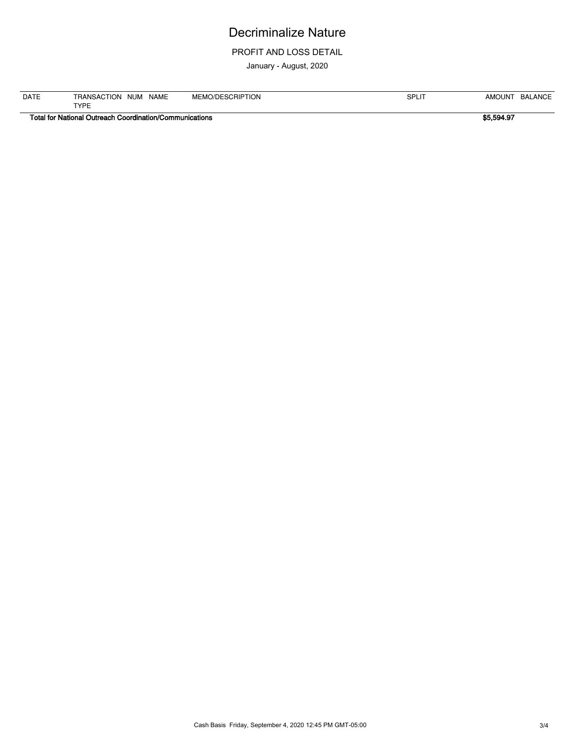# Decriminalize Nature

PROFIT AND LOSS DETAIL

January - August, 2020

| DATE | TRANSACTION TYPE | NUM | NAME | MEMO/DESCRIPTION | SPLIT | AMOUNT | BALANCE |
|---|---|---|---|---|---|---|---|
| **Total for National Outreach Coordination/Communications** | | | | | | **$5,594.97** | |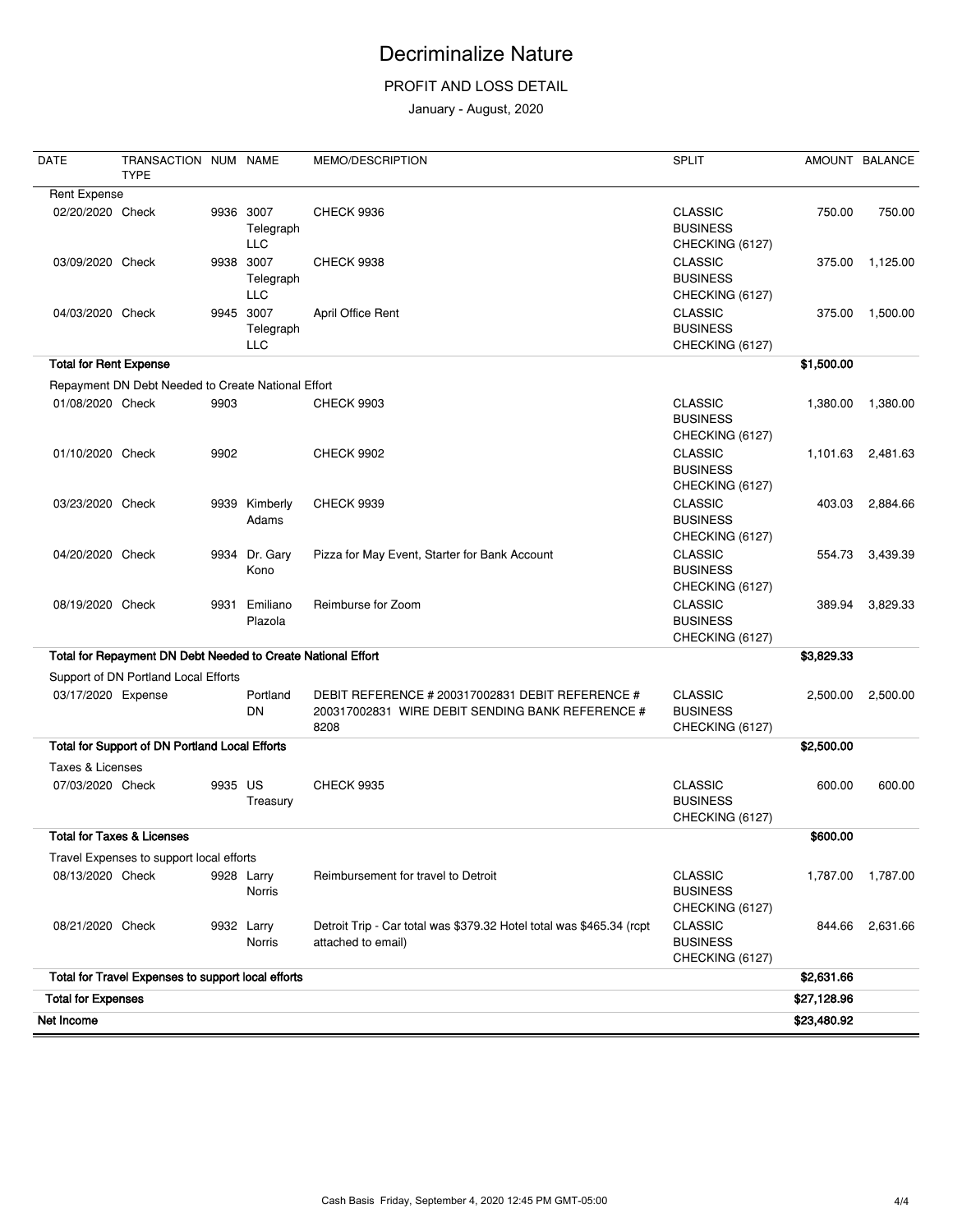# Decriminalize Nature

PROFIT AND LOSS DETAIL

January - August, 2020

| DATE | TRANSACTION TYPE | NUM | NAME | MEMO/DESCRIPTION | SPLIT | AMOUNT | BALANCE |
|---|---|---|---|---|---|---|---|
| Rent Expense | | | | | | | |
| 02/20/2020 | Check | 9936 | 3007 Telegraph LLC | CHECK 9936 | CLASSIC BUSINESS CHECKING (6127) | 750.00 | 750.00 |
| 03/09/2020 | Check | 9938 | 3007 Telegraph LLC | CHECK 9938 | CLASSIC BUSINESS CHECKING (6127) | 375.00 | 1,125.00 |
| 04/03/2020 | Check | 9945 | 3007 Telegraph LLC | April Office Rent | CLASSIC BUSINESS CHECKING (6127) | 375.00 | 1,500.00 |
| **Total for Rent Expense** | | | | | | **$1,500.00** | |
| Repayment DN Debt Needed to Create National Effort | | | | | | | |
| 01/08/2020 | Check | 9903 | | CHECK 9903 | CLASSIC BUSINESS CHECKING (6127) | 1,380.00 | 1,380.00 |
| 01/10/2020 | Check | 9902 | | CHECK 9902 | CLASSIC BUSINESS CHECKING (6127) | 1,101.63 | 2,481.63 |
| 03/23/2020 | Check | 9939 | Kimberly Adams | CHECK 9939 | CLASSIC BUSINESS CHECKING (6127) | 403.03 | 2,884.66 |
| 04/20/2020 | Check | 9934 | Dr. Gary Kono | Pizza for May Event, Starter for Bank Account | CLASSIC BUSINESS CHECKING (6127) | 554.73 | 3,439.39 |
| 08/19/2020 | Check | 9931 | Emiliano Plazola | Reimburse for Zoom | CLASSIC BUSINESS CHECKING (6127) | 389.94 | 3,829.33 |
| **Total for Repayment DN Debt Needed to Create National Effort** | | | | | | **$3,829.33** | |
| Support of DN Portland Local Efforts | | | | | | | |
| 03/17/2020 | Expense | | Portland DN | DEBIT REFERENCE # 200317002831 DEBIT REFERENCE # 200317002831 WIRE DEBIT SENDING BANK REFERENCE # 8208 | CLASSIC BUSINESS CHECKING (6127) | 2,500.00 | 2,500.00 |
| **Total for Support of DN Portland Local Efforts** | | | | | | **$2,500.00** | |
| Taxes & Licenses | | | | | | | |
| 07/03/2020 | Check | 9935 | US Treasury | CHECK 9935 | CLASSIC BUSINESS CHECKING (6127) | 600.00 | 600.00 |
| **Total for Taxes & Licenses** | | | | | | **$600.00** | |
| Travel Expenses to support local efforts | | | | | | | |
| 08/13/2020 | Check | 9928 | Larry Norris | Reimbursement for travel to Detroit | CLASSIC BUSINESS CHECKING (6127) | 1,787.00 | 1,787.00 |
| 08/21/2020 | Check | 9932 | Larry Norris | Detroit Trip - Car total was $379.32 Hotel total was $465.34 (rcpt attached to email) | CLASSIC BUSINESS CHECKING (6127) | 844.66 | 2,631.66 |
| **Total for Travel Expenses to support local efforts** | | | | | | **$2,631.66** | |
| **Total for Expenses** | | | | | | **$27,128.96** | |
| **Net Income** | | | | | | **$23,480.92** | |

Cash Basis Friday, September 4, 2020 12:45 PM GMT-05:00